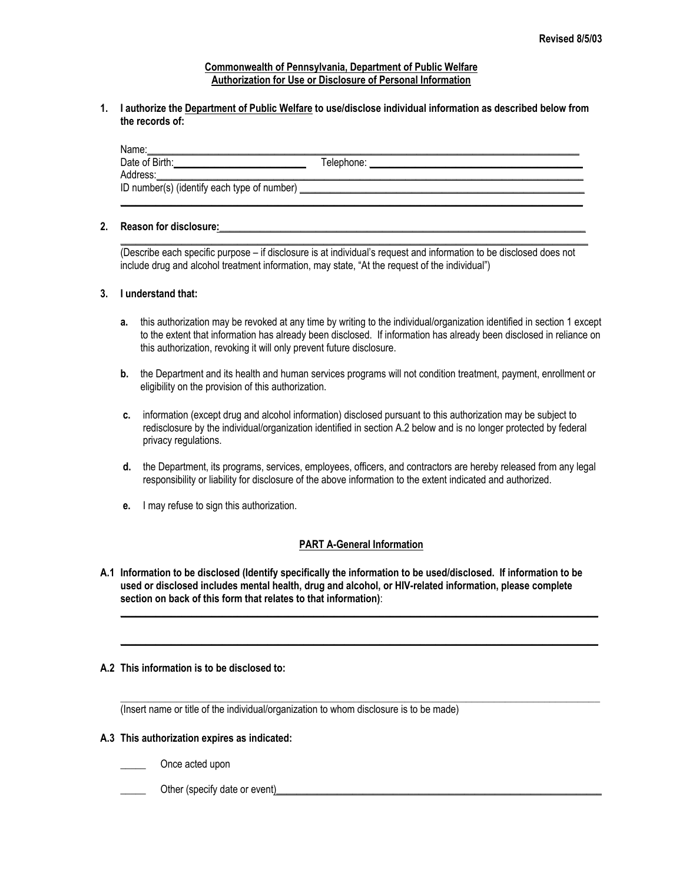Revised 8/5/03

**Commonwealth of Pennsylvania, Department of Public Welfare**
**Authorization for Use or Disclosure of Personal Information**

**1. I authorize the Department of Public Welfare to use/disclose individual information as described below from the records of:**

Name: ______________________________________________

Date of Birth: ______________________ Telephone: ______________________

Address: ______________________________________________

ID number(s) (identify each type of number) ______________________________________________

______________________________________________

**2. Reason for disclosure:** ______________________________________________

______________________________________________

(Describe each specific purpose – if disclosure is at individual's request and information to be disclosed does not include drug and alcohol treatment information, may state, "At the request of the individual")

**3. I understand that:**

- **a.** this authorization may be revoked at any time by writing to the individual/organization identified in section 1 except to the extent that information has already been disclosed. If information has already been disclosed in reliance on this authorization, revoking it will only prevent future disclosure.
- **b.** the Department and its health and human services programs will not condition treatment, payment, enrollment or eligibility on the provision of this authorization.
- **c.** information (except drug and alcohol information) disclosed pursuant to this authorization may be subject to redisclosure by the individual/organization identified in section A.2 below and is no longer protected by federal privacy regulations.
- **d.** the Department, its programs, services, employees, officers, and contractors are hereby released from any legal responsibility or liability for disclosure of the above information to the extent indicated and authorized.
- **e.** I may refuse to sign this authorization.

## PART A-General Information

**A.1 Information to be disclosed (Identify specifically the information to be used/disclosed. If information to be used or disclosed includes mental health, drug and alcohol, or HIV-related information, please complete section on back of this form that relates to that information)**:

______________________________________________

______________________________________________

**A.2 This information is to be disclosed to:**

______________________________________________

(Insert name or title of the individual/organization to whom disclosure is to be made)

**A.3 This authorization expires as indicated:**

_____ Once acted upon

_____ Other (specify date or event) ______________________________________________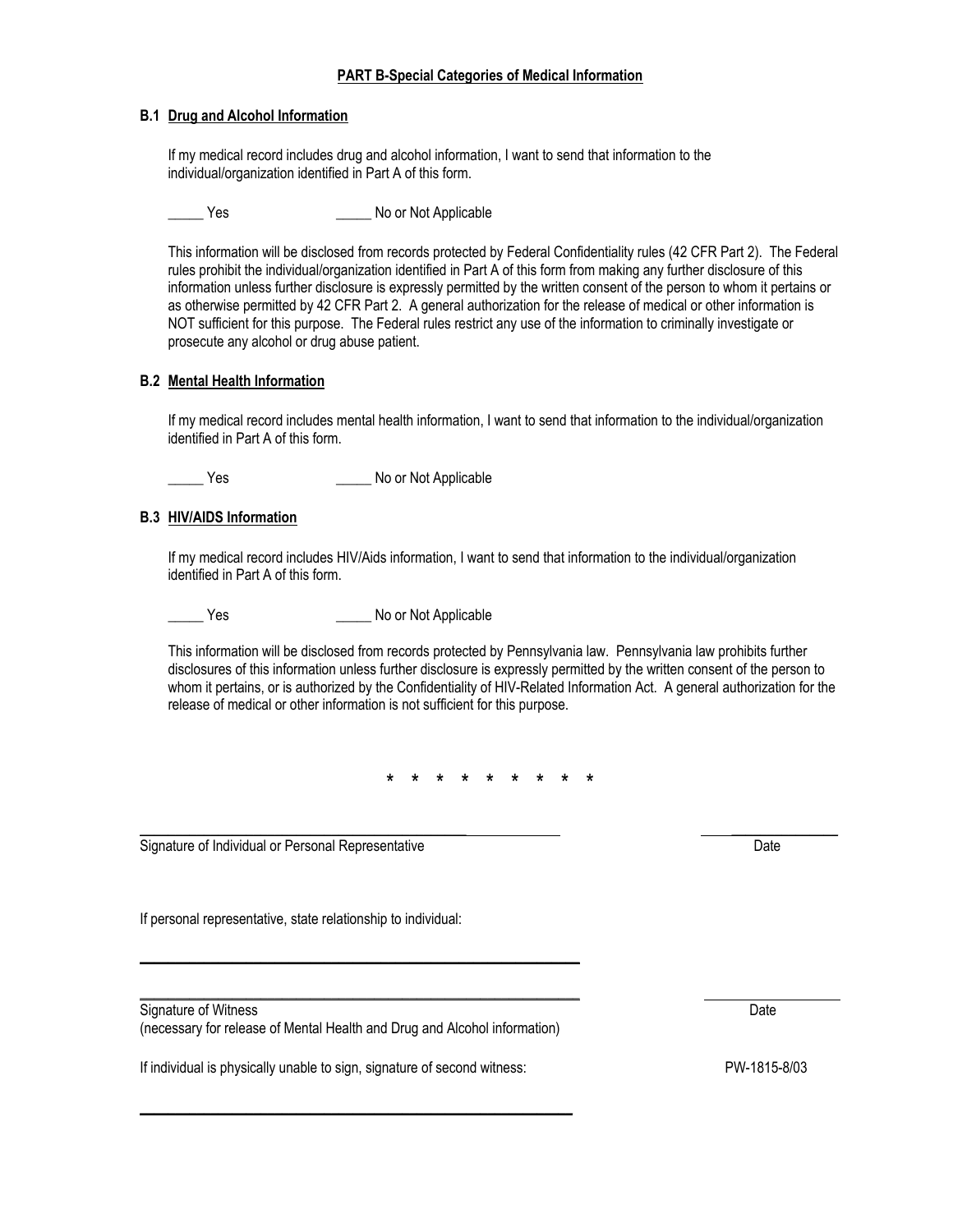## PART B-Special Categories of Medical Information

**B.1 Drug and Alcohol Information**

If my medical record includes drug and alcohol information, I want to send that information to the individual/organization identified in Part A of this form.

_____ Yes                    _____ No or Not Applicable

This information will be disclosed from records protected by Federal Confidentiality rules (42 CFR Part 2). The Federal rules prohibit the individual/organization identified in Part A of this form from making any further disclosure of this information unless further disclosure is expressly permitted by the written consent of the person to whom it pertains or as otherwise permitted by 42 CFR Part 2. A general authorization for the release of medical or other information is NOT sufficient for this purpose. The Federal rules restrict any use of the information to criminally investigate or prosecute any alcohol or drug abuse patient.

**B.2 Mental Health Information**

If my medical record includes mental health information, I want to send that information to the individual/organization identified in Part A of this form.

_____ Yes                    _____ No or Not Applicable

**B.3 HIV/AIDS Information**

If my medical record includes HIV/Aids information, I want to send that information to the individual/organization identified in Part A of this form.

_____ Yes                    _____ No or Not Applicable

This information will be disclosed from records protected by Pennsylvania law. Pennsylvania law prohibits further disclosures of this information unless further disclosure is expressly permitted by the written consent of the person to whom it pertains, or is authorized by the Confidentiality of HIV-Related Information Act. A general authorization for the release of medical or other information is not sufficient for this purpose.

* * * * * * * * *

_______________________________________________                    _______________

Signature of Individual or Personal Representative                    Date

If personal representative, state relationship to individual:

_______________________________________________

_______________________________________________                    _______________

Signature of Witness                    Date

(necessary for release of Mental Health and Drug and Alcohol information)

If individual is physically unable to sign, signature of second witness:                    PW-1815-8/03

_______________________________________________